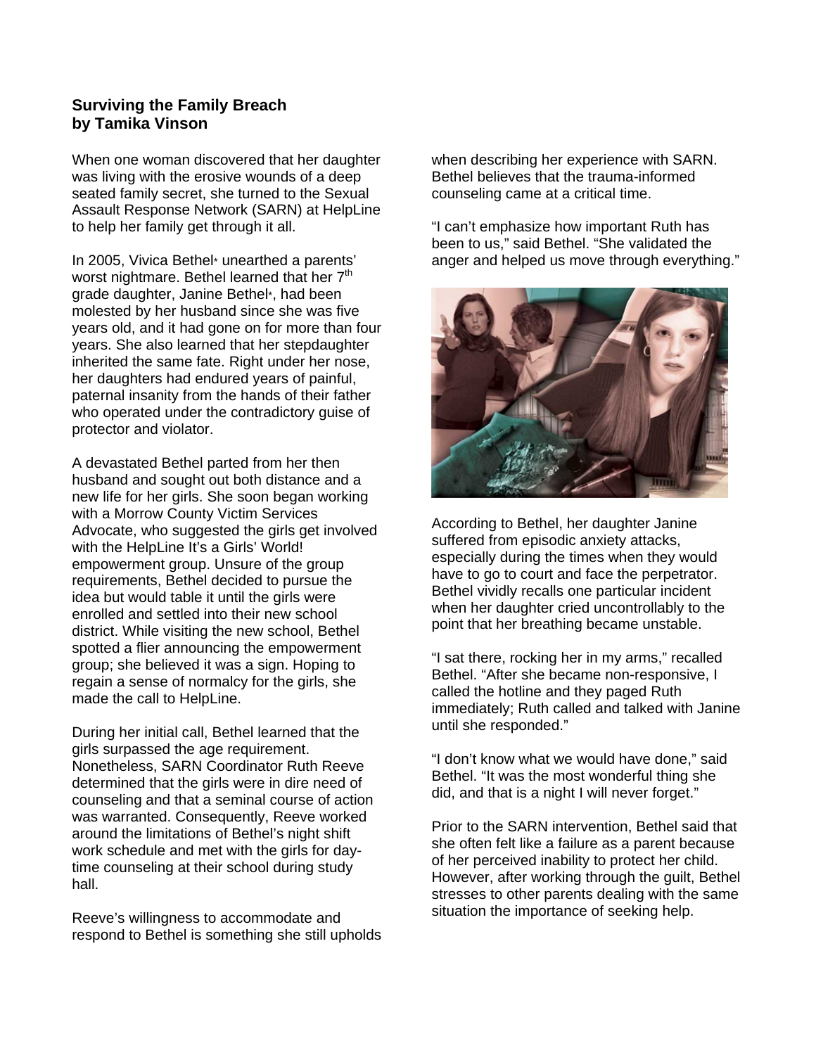**Surviving the Family Breach**
**by Tamika Vinson**

When one woman discovered that her daughter was living with the erosive wounds of a deep seated family secret, she turned to the Sexual Assault Response Network (SARN) at HelpLine to help her family get through it all.

In 2005, Vivica Bethel* unearthed a parents' worst nightmare. Bethel learned that her 7th grade daughter, Janine Bethel*, had been molested by her husband since she was five years old, and it had gone on for more than four years. She also learned that her stepdaughter inherited the same fate. Right under her nose, her daughters had endured years of painful, paternal insanity from the hands of their father who operated under the contradictory guise of protector and violator.

A devastated Bethel parted from her then husband and sought out both distance and a new life for her girls. She soon began working with a Morrow County Victim Services Advocate, who suggested the girls get involved with the HelpLine It's a Girls' World! empowerment group. Unsure of the group requirements, Bethel decided to pursue the idea but would table it until the girls were enrolled and settled into their new school district. While visiting the new school, Bethel spotted a flier announcing the empowerment group; she believed it was a sign. Hoping to regain a sense of normalcy for the girls, she made the call to HelpLine.

During her initial call, Bethel learned that the girls surpassed the age requirement. Nonetheless, SARN Coordinator Ruth Reeve determined that the girls were in dire need of counseling and that a seminal course of action was warranted. Consequently, Reeve worked around the limitations of Bethel's night shift work schedule and met with the girls for day-time counseling at their school during study hall.

Reeve's willingness to accommodate and respond to Bethel is something she still upholds when describing her experience with SARN. Bethel believes that the trauma-informed counseling came at a critical time.

"I can't emphasize how important Ruth has been to us," said Bethel. "She validated the anger and helped us move through everything."

According to Bethel, her daughter Janine suffered from episodic anxiety attacks, especially during the times when they would have to go to court and face the perpetrator. Bethel vividly recalls one particular incident when her daughter cried uncontrollably to the point that her breathing became unstable.

"I sat there, rocking her in my arms," recalled Bethel. "After she became non-responsive, I called the hotline and they paged Ruth immediately; Ruth called and talked with Janine until she responded."

"I don't know what we would have done," said Bethel. "It was the most wonderful thing she did, and that is a night I will never forget."

Prior to the SARN intervention, Bethel said that she often felt like a failure as a parent because of her perceived inability to protect her child. However, after working through the guilt, Bethel stresses to other parents dealing with the same situation the importance of seeking help.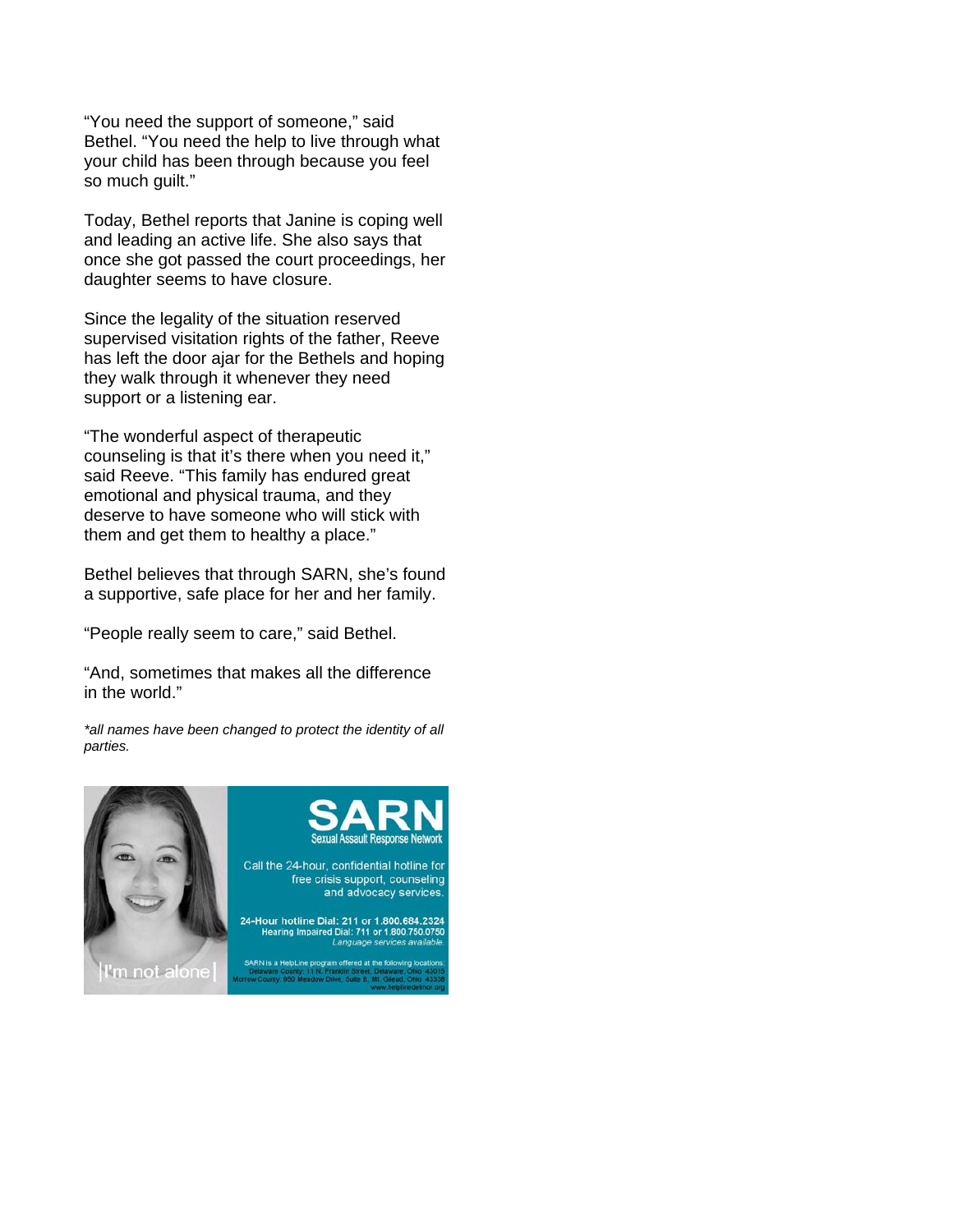"You need the support of someone," said Bethel. "You need the help to live through what your child has been through because you feel so much guilt."

Today, Bethel reports that Janine is coping well and leading an active life. She also says that once she got passed the court proceedings, her daughter seems to have closure.

Since the legality of the situation reserved supervised visitation rights of the father, Reeve has left the door ajar for the Bethels and hoping they walk through it whenever they need support or a listening ear.

"The wonderful aspect of therapeutic counseling is that it's there when you need it," said Reeve. "This family has endured great emotional and physical trauma, and they deserve to have someone who will stick with them and get them to healthy a place."

Bethel believes that through SARN, she's found a supportive, safe place for her and her family.

"People really seem to care," said Bethel.

"And, sometimes that makes all the difference in the world."

*\*all names have been changed to protect the identity of all parties.*

I'm not alone

# SARN

Sexual Assault Response Network

Call the 24-hour, confidential hotline for free crisis support, counseling and advocacy services.

**24-Hour hotline Dial: 211 or 1.800.684.2324**
**Hearing Impaired Dial: 711 or 1.800.750.0750**
*Language services available.*

SARN is a HelpLine program offered at the following locations:
Delaware County: 11 N. Franklin Street, Delaware, Ohio 43015
Morrow County: 950 Meadow Drive, Suite B, Mt. Gilead, Ohio 43338
www.helplinedelmor.org